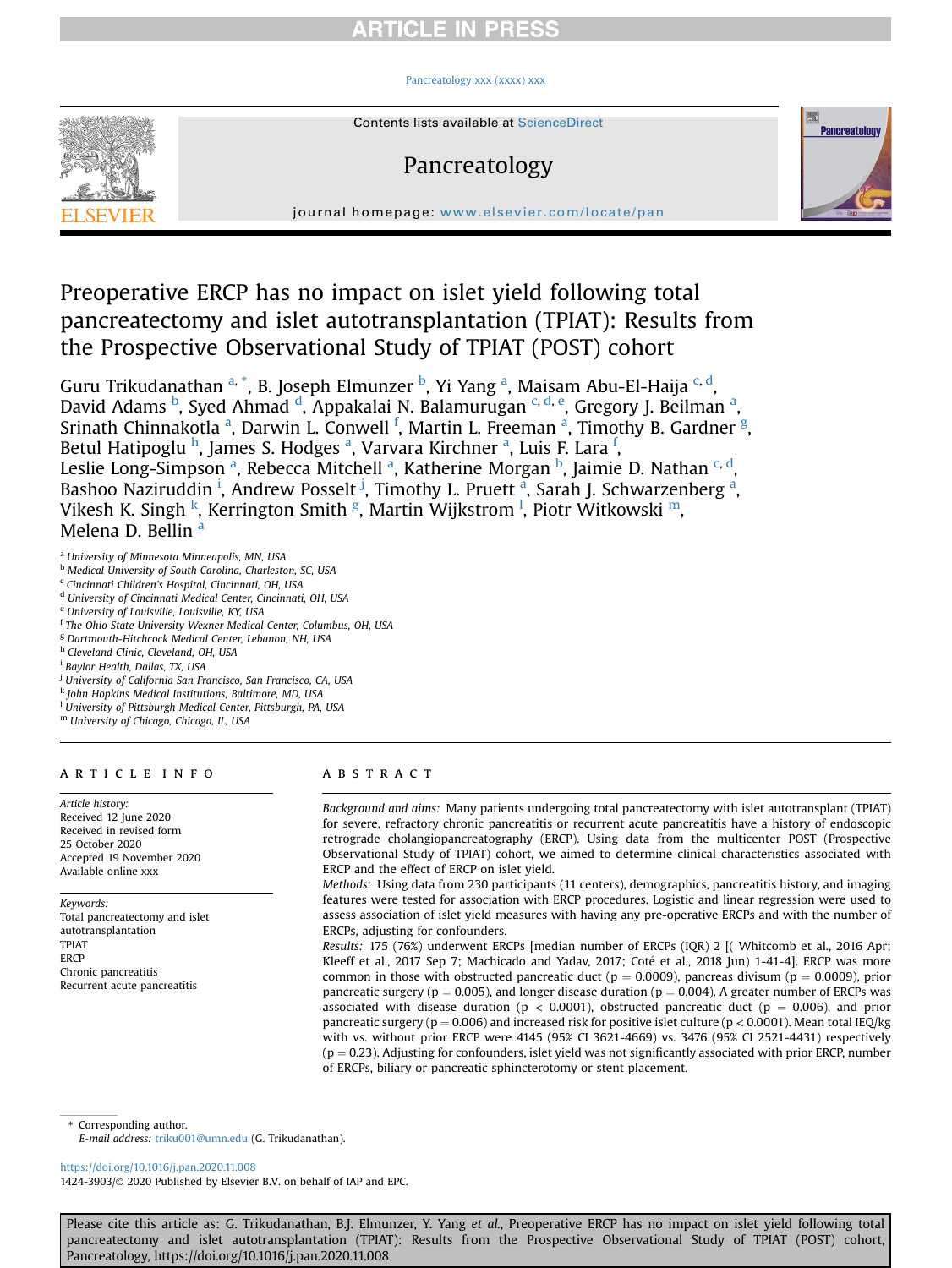# Preoperative ERCP has no impact on islet yield following total pancreatectomy and islet autotransplantation (TPIAT): Results from the Prospective Observational Study of TPIAT (POST) cohort

Guru Trikudanathan [a, *], B. Joseph Elmunzer [b], Yi Yang [a], Maisam Abu-El-Haija [c, d], David Adams [b], Syed Ahmad [d], Appakalai N. Balamurugan [c, d, e], Gregory J. Beilman [a], Srinath Chinnakotla [a], Darwin L. Conwell [f], Martin L. Freeman [a], Timothy B. Gardner [g], Betul Hatipoglu [h], James S. Hodges [a], Varvara Kirchner [a], Luis F. Lara [f], Leslie Long-Simpson [a], Rebecca Mitchell [a], Katherine Morgan [b], Jaimie D. Nathan [c, d], Bashoo Naziruddin [i], Andrew Posselt [j], Timothy L. Pruett [a], Sarah J. Schwarzenberg [a], Vikesh K. Singh [k], Kerrington Smith [g], Martin Wijkstrom [l], Piotr Witkowski [m], Melena D. Bellin [a]

[a] University of Minnesota Minneapolis, MN, USA
[b] Medical University of South Carolina, Charleston, SC, USA
[c] Cincinnati Children's Hospital, Cincinnati, OH, USA
[d] University of Cincinnati Medical Center, Cincinnati, OH, USA
[e] University of Louisville, Louisville, KY, USA
[f] The Ohio State University Wexner Medical Center, Columbus, OH, USA
[g] Dartmouth-Hitchcock Medical Center, Lebanon, NH, USA
[h] Cleveland Clinic, Cleveland, OH, USA
[i] Baylor Health, Dallas, TX, USA
[j] University of California San Francisco, San Francisco, CA, USA
[k] John Hopkins Medical Institutions, Baltimore, MD, USA
[l] University of Pittsburgh Medical Center, Pittsburgh, PA, USA
[m] University of Chicago, Chicago, IL, USA

## ARTICLE INFO

*Article history:*
Received 12 June 2020
Received in revised form 25 October 2020
Accepted 19 November 2020
Available online xxx

*Keywords:*
Total pancreatectomy and islet autotransplantation
TPIAT
ERCP
Chronic pancreatitis
Recurrent acute pancreatitis

## ABSTRACT

*Background and aims:* Many patients undergoing total pancreatectomy with islet autotransplant (TPIAT) for severe, refractory chronic pancreatitis or recurrent acute pancreatitis have a history of endoscopic retrograde cholangiopancreatography (ERCP). Using data from the multicenter POST (Prospective Observational Study of TPIAT) cohort, we aimed to determine clinical characteristics associated with ERCP and the effect of ERCP on islet yield.

*Methods:* Using data from 230 participants (11 centers), demographics, pancreatitis history, and imaging features were tested for association with ERCP procedures. Logistic and linear regression were used to assess association of islet yield measures with having any pre-operative ERCPs and with the number of ERCPs, adjusting for confounders.

*Results:* 175 (76%) underwent ERCPs [median number of ERCPs (IQR) 2 [( Whitcomb et al., 2016 Apr; Kleeff et al., 2017 Sep 7; Machicado and Yadav, 2017; Coté et al., 2018 Jun) 1-41-4]. ERCP was more common in those with obstructed pancreatic duct ($p = 0.0009$), pancreas divisum ($p = 0.0009$), prior pancreatic surgery ($p = 0.005$), and longer disease duration ($p = 0.004$). A greater number of ERCPs was associated with disease duration ($p < 0.0001$), obstructed pancreatic duct ($p = 0.006$), and prior pancreatic surgery ($p = 0.006$) and increased risk for positive islet culture ($p < 0.0001$). Mean total IEQ/kg with vs. without prior ERCP were 4145 (95% CI 3621-4669) vs. 3476 (95% CI 2521-4431) respectively ($p = 0.23$). Adjusting for confounders, islet yield was not significantly associated with prior ERCP, number of ERCPs, biliary or pancreatic sphincterotomy or stent placement.

\* Corresponding author.
*E-mail address:* triku001@umn.edu (G. Trikudanathan).

https://doi.org/10.1016/j.pan.2020.11.008
1424-3903/© 2020 Published by Elsevier B.V. on behalf of IAP and EPC.

Please cite this article as: G. Trikudanathan, B.J. Elmunzer, Y. Yang *et al.*, Preoperative ERCP has no impact on islet yield following total pancreatectomy and islet autotransplantation (TPIAT): Results from the Prospective Observational Study of TPIAT (POST) cohort, Pancreatology, https://doi.org/10.1016/j.pan.2020.11.008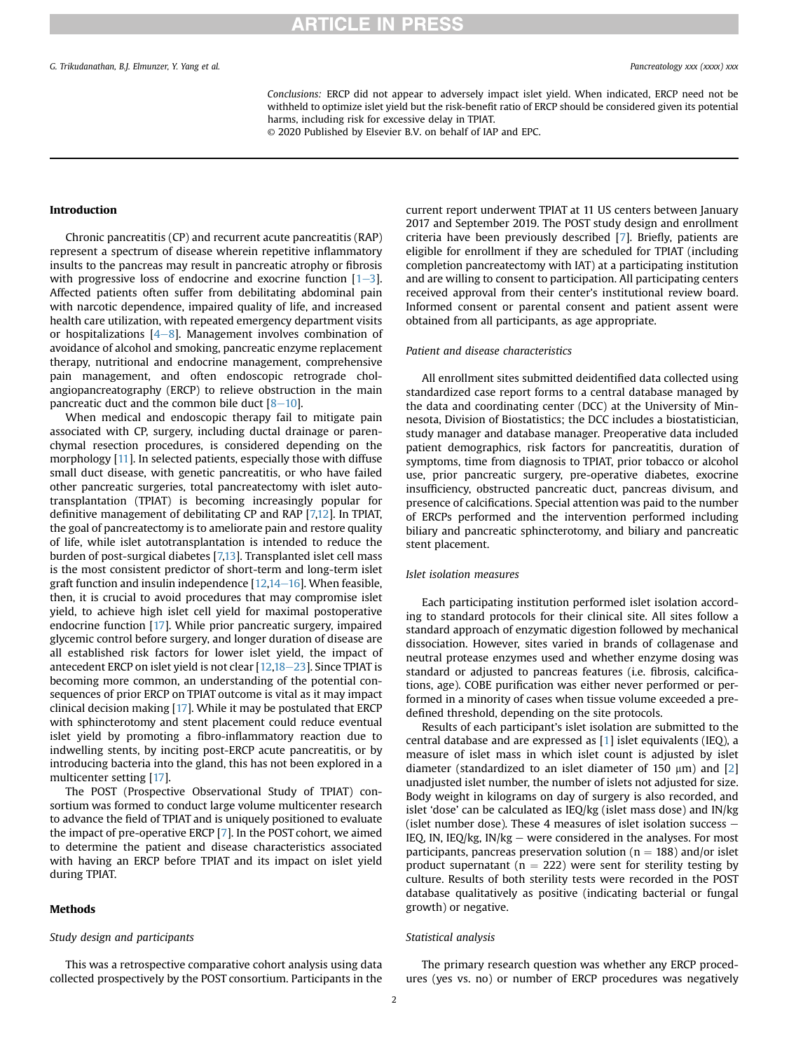*Conclusions:* ERCP did not appear to adversely impact islet yield. When indicated, ERCP need not be withheld to optimize islet yield but the risk-benefit ratio of ERCP should be considered given its potential harms, including risk for excessive delay in TPIAT.

© 2020 Published by Elsevier B.V. on behalf of IAP and EPC.

## Introduction

Chronic pancreatitis (CP) and recurrent acute pancreatitis (RAP) represent a spectrum of disease wherein repetitive inflammatory insults to the pancreas may result in pancreatic atrophy or fibrosis with progressive loss of endocrine and exocrine function [1–3]. Affected patients often suffer from debilitating abdominal pain with narcotic dependence, impaired quality of life, and increased health care utilization, with repeated emergency department visits or hospitalizations [4–8]. Management involves combination of avoidance of alcohol and smoking, pancreatic enzyme replacement therapy, nutritional and endocrine management, comprehensive pain management, and often endoscopic retrograde cholangiopancreatography (ERCP) to relieve obstruction in the main pancreatic duct and the common bile duct [8–10].

When medical and endoscopic therapy fail to mitigate pain associated with CP, surgery, including ductal drainage or parenchymal resection procedures, is considered depending on the morphology [11]. In selected patients, especially those with diffuse small duct disease, with genetic pancreatitis, or who have failed other pancreatic surgeries, total pancreatectomy with islet autotransplantation (TPIAT) is becoming increasingly popular for definitive management of debilitating CP and RAP [7,12]. In TPIAT, the goal of pancreatectomy is to ameliorate pain and restore quality of life, while islet autotransplantation is intended to reduce the burden of post-surgical diabetes [7,13]. Transplanted islet cell mass is the most consistent predictor of short-term and long-term islet graft function and insulin independence [12,14–16]. When feasible, then, it is crucial to avoid procedures that may compromise islet yield, to achieve high islet cell yield for maximal postoperative endocrine function [17]. While prior pancreatic surgery, impaired glycemic control before surgery, and longer duration of disease are all established risk factors for lower islet yield, the impact of antecedent ERCP on islet yield is not clear [12,18–23]. Since TPIAT is becoming more common, an understanding of the potential consequences of prior ERCP on TPIAT outcome is vital as it may impact clinical decision making [17]. While it may be postulated that ERCP with sphincterotomy and stent placement could reduce eventual islet yield by promoting a fibro-inflammatory reaction due to indwelling stents, by inciting post-ERCP acute pancreatitis, or by introducing bacteria into the gland, this has not been explored in a multicenter setting [17].

The POST (Prospective Observational Study of TPIAT) consortium was formed to conduct large volume multicenter research to advance the field of TPIAT and is uniquely positioned to evaluate the impact of pre-operative ERCP [7]. In the POST cohort, we aimed to determine the patient and disease characteristics associated with having an ERCP before TPIAT and its impact on islet yield during TPIAT.

## Methods

### *Study design and participants*

This was a retrospective comparative cohort analysis using data collected prospectively by the POST consortium. Participants in the current report underwent TPIAT at 11 US centers between January 2017 and September 2019. The POST study design and enrollment criteria have been previously described [7]. Briefly, patients are eligible for enrollment if they are scheduled for TPIAT (including completion pancreatectomy with IAT) at a participating institution and are willing to consent to participation. All participating centers received approval from their center's institutional review board. Informed consent or parental consent and patient assent were obtained from all participants, as age appropriate.

### *Patient and disease characteristics*

All enrollment sites submitted deidentified data collected using standardized case report forms to a central database managed by the data and coordinating center (DCC) at the University of Minnesota, Division of Biostatistics; the DCC includes a biostatistician, study manager and database manager. Preoperative data included patient demographics, risk factors for pancreatitis, duration of symptoms, time from diagnosis to TPIAT, prior tobacco or alcohol use, prior pancreatic surgery, pre-operative diabetes, exocrine insufficiency, obstructed pancreatic duct, pancreas divisum, and presence of calcifications. Special attention was paid to the number of ERCPs performed and the intervention performed including biliary and pancreatic sphincterotomy, and biliary and pancreatic stent placement.

### *Islet isolation measures*

Each participating institution performed islet isolation according to standard protocols for their clinical site. All sites follow a standard approach of enzymatic digestion followed by mechanical dissociation. However, sites varied in brands of collagenase and neutral protease enzymes used and whether enzyme dosing was standard or adjusted to pancreas features (i.e. fibrosis, calcifications, age). COBE purification was either never performed or performed in a minority of cases when tissue volume exceeded a predefined threshold, depending on the site protocols.

Results of each participant's islet isolation are submitted to the central database and are expressed as [1] islet equivalents (IEQ), a measure of islet mass in which islet count is adjusted by islet diameter (standardized to an islet diameter of 150 μm) and [2] unadjusted islet number, the number of islets not adjusted for size. Body weight in kilograms on day of surgery is also recorded, and islet 'dose' can be calculated as IEQ/kg (islet mass dose) and IN/kg (islet number dose). These 4 measures of islet isolation success – IEQ, IN, IEQ/kg, IN/kg – were considered in the analyses. For most participants, pancreas preservation solution ($n = 188$) and/or islet product supernatant ($n = 222$) were sent for sterility testing by culture. Results of both sterility tests were recorded in the POST database qualitatively as positive (indicating bacterial or fungal growth) or negative.

### *Statistical analysis*

The primary research question was whether any ERCP procedures (yes vs. no) or number of ERCP procedures was negatively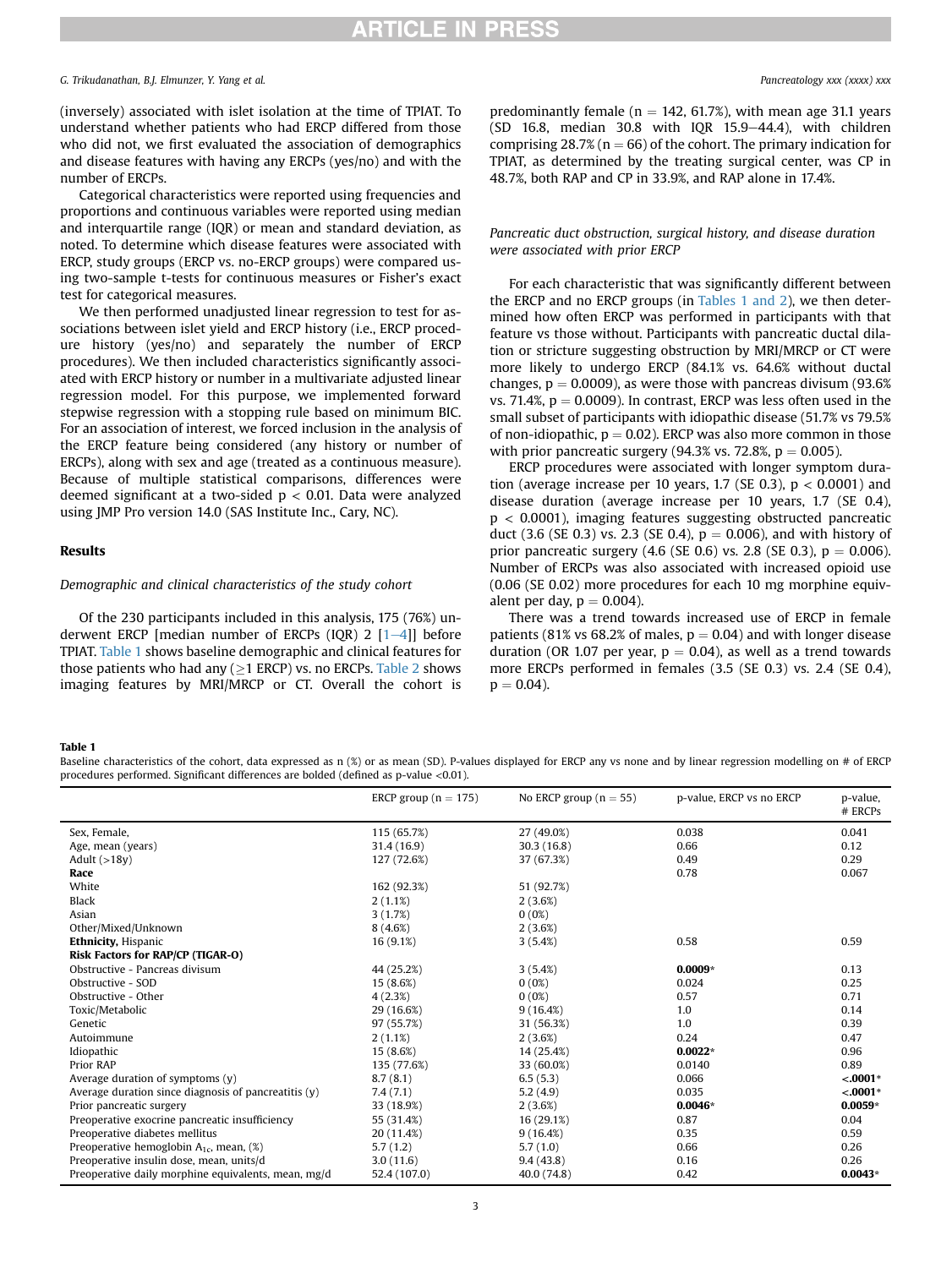(inversely) associated with islet isolation at the time of TPIAT. To understand whether patients who had ERCP differed from those who did not, we first evaluated the association of demographics and disease features with having any ERCPs (yes/no) and with the number of ERCPs.

Categorical characteristics were reported using frequencies and proportions and continuous variables were reported using median and interquartile range (IQR) or mean and standard deviation, as noted. To determine which disease features were associated with ERCP, study groups (ERCP vs. no-ERCP groups) were compared using two-sample t-tests for continuous measures or Fisher's exact test for categorical measures.

We then performed unadjusted linear regression to test for associations between islet yield and ERCP history (i.e., ERCP procedure history (yes/no) and separately the number of ERCP procedures). We then included characteristics significantly associated with ERCP history or number in a multivariate adjusted linear regression model. For this purpose, we implemented forward stepwise regression with a stopping rule based on minimum BIC. For an association of interest, we forced inclusion in the analysis of the ERCP feature being considered (any history or number of ERCPs), along with sex and age (treated as a continuous measure). Because of multiple statistical comparisons, differences were deemed significant at a two-sided $p < 0.01$. Data were analyzed using JMP Pro version 14.0 (SAS Institute Inc., Cary, NC).

## Results

### *Demographic and clinical characteristics of the study cohort*

Of the 230 participants included in this analysis, 175 (76%) underwent ERCP [median number of ERCPs (IQR) 2 [1–4]] before TPIAT. Table 1 shows baseline demographic and clinical features for those patients who had any (≥1 ERCP) vs. no ERCPs. Table 2 shows imaging features by MRI/MRCP or CT. Overall the cohort is predominantly female (n = 142, 61.7%), with mean age 31.1 years (SD 16.8, median 30.8 with IQR 15.9–44.4), with children comprising 28.7% (n = 66) of the cohort. The primary indication for TPIAT, as determined by the treating surgical center, was CP in 48.7%, both RAP and CP in 33.9%, and RAP alone in 17.4%.

### *Pancreatic duct obstruction, surgical history, and disease duration were associated with prior ERCP*

For each characteristic that was significantly different between the ERCP and no ERCP groups (in Tables 1 and 2), we then determined how often ERCP was performed in participants with that feature vs those without. Participants with pancreatic ductal dilation or stricture suggesting obstruction by MRI/MRCP or CT were more likely to undergo ERCP (84.1% vs. 64.6% without ductal changes, $p = 0.0009$), as were those with pancreas divisum (93.6% vs. 71.4%, $p = 0.0009$). In contrast, ERCP was less often used in the small subset of participants with idiopathic disease (51.7% vs 79.5% of non-idiopathic, $p = 0.02$). ERCP was also more common in those with prior pancreatic surgery (94.3% vs. 72.8%, $p = 0.005$).

ERCP procedures were associated with longer symptom duration (average increase per 10 years, 1.7 (SE 0.3), $p < 0.0001$) and disease duration (average increase per 10 years, 1.7 (SE 0.4), $p < 0.0001$), imaging features suggesting obstructed pancreatic duct (3.6 (SE 0.3) vs. 2.3 (SE 0.4), $p = 0.006$), and with history of prior pancreatic surgery (4.6 (SE 0.6) vs. 2.8 (SE 0.3), $p = 0.006$). Number of ERCPs was also associated with increased opioid use (0.06 (SE 0.02) more procedures for each 10 mg morphine equivalent per day, $p = 0.004$).

There was a trend towards increased use of ERCP in female patients (81% vs 68.2% of males, $p = 0.04$) and with longer disease duration (OR 1.07 per year, $p = 0.04$), as well as a trend towards more ERCPs performed in females (3.5 (SE 0.3) vs. 2.4 (SE 0.4), $p = 0.04$).

**Table 1**
Baseline characteristics of the cohort, data expressed as n (%) or as mean (SD). P-values displayed for ERCP any vs none and by linear regression modelling on # of ERCP procedures performed. Significant differences are bolded (defined as p-value <0.01).

| | ERCP group (n = 175) | No ERCP group (n = 55) | p-value, ERCP vs no ERCP | p-value, # ERCPs |
|---|---|---|---|---|
| Sex, Female, | 115 (65.7%) | 27 (49.0%) | 0.038 | 0.041 |
| Age, mean (years) | 31.4 (16.9) | 30.3 (16.8) | 0.66 | 0.12 |
| Adult (>18y) | 127 (72.6%) | 37 (67.3%) | 0.49 | 0.29 |
| **Race** | | | 0.78 | 0.067 |
| White | 162 (92.3%) | 51 (92.7%) | | |
| Black | 2 (1.1%) | 2 (3.6%) | | |
| Asian | 3 (1.7%) | 0 (0%) | | |
| Other/Mixed/Unknown | 8 (4.6%) | 2 (3.6%) | | |
| **Ethnicity,** Hispanic | 16 (9.1%) | 3 (5.4%) | 0.58 | 0.59 |
| **Risk Factors for RAP/CP (TIGAR-O)** | | | | |
| Obstructive - Pancreas divisum | 44 (25.2%) | 3 (5.4%) | **0.0009*** | 0.13 |
| Obstructive - SOD | 15 (8.6%) | 0 (0%) | 0.024 | 0.25 |
| Obstructive - Other | 4 (2.3%) | 0 (0%) | 0.57 | 0.71 |
| Toxic/Metabolic | 29 (16.6%) | 9 (16.4%) | 1.0 | 0.14 |
| Genetic | 97 (55.7%) | 31 (56.3%) | 1.0 | 0.39 |
| Autoimmune | 2 (1.1%) | 2 (3.6%) | 0.24 | 0.47 |
| Idiopathic | 15 (8.6%) | 14 (25.4%) | **0.0022*** | 0.96 |
| Prior RAP | 135 (77.6%) | 33 (60.0%) | 0.0140 | 0.89 |
| Average duration of symptoms (y) | 8.7 (8.1) | 6.5 (5.3) | 0.066 | **<.0001*** |
| Average duration since diagnosis of pancreatitis (y) | 7.4 (7.1) | 5.2 (4.9) | 0.035 | **<.0001*** |
| Prior pancreatic surgery | 33 (18.9%) | 2 (3.6%) | **0.0046*** | **0.0059*** |
| Preoperative exocrine pancreatic insufficiency | 55 (31.4%) | 16 (29.1%) | 0.87 | 0.04 |
| Preoperative diabetes mellitus | 20 (11.4%) | 9 (16.4%) | 0.35 | 0.59 |
| Preoperative hemoglobin $A_{1c}$, mean, (%) | 5.7 (1.2) | 5.7 (1.0) | 0.66 | 0.26 |
| Preoperative insulin dose, mean, units/d | 3.0 (11.6) | 9.4 (43.8) | 0.16 | 0.26 |
| Preoperative daily morphine equivalents, mean, mg/d | 52.4 (107.0) | 40.0 (74.8) | 0.42 | **0.0043*** |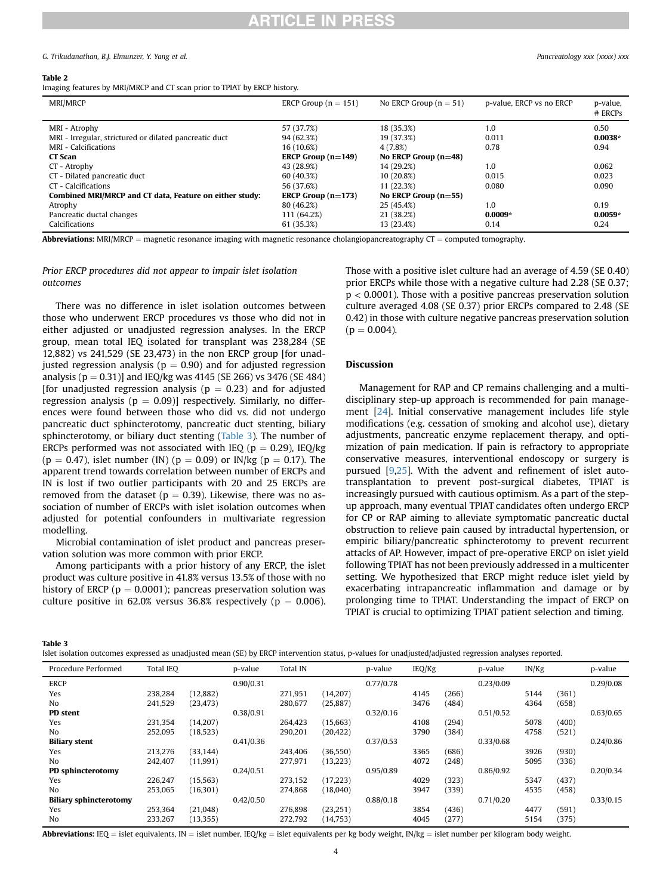**Table 2**
Imaging features by MRI/MRCP and CT scan prior to TPIAT by ERCP history.

| MRI/MRCP | ERCP Group (n = 151) | No ERCP Group (n = 51) | p-value, ERCP vs no ERCP | p-value, # ERCPs |
|---|---|---|---|---|
| MRI - Atrophy | 57 (37.7%) | 18 (35.3%) | 1.0 | 0.50 |
| MRI - Irregular, strictured or dilated pancreatic duct | 94 (62.3%) | 19 (37.3%) | 0.011 | **0.0038*** |
| MRI - Calcifications | 16 (10.6%) | 4 (7.8%) | 0.78 | 0.94 |
| **CT Scan** | **ERCP Group (n=149)** | **No ERCP Group (n=48)** | | |
| CT - Atrophy | 43 (28.9%) | 14 (29.2%) | 1.0 | 0.062 |
| CT - Dilated pancreatic duct | 60 (40.3%) | 10 (20.8%) | 0.015 | 0.023 |
| CT - Calcifications | 56 (37.6%) | 11 (22.3%) | 0.080 | 0.090 |
| **Combined MRI/MRCP and CT data, Feature on either study:** | **ERCP Group (n=173)** | **No ERCP Group (n=55)** | | |
| Atrophy | 80 (46.2%) | 25 (45.4%) | 1.0 | 0.19 |
| Pancreatic ductal changes | 111 (64.2%) | 21 (38.2%) | **0.0009*** | **0.0059*** |
| Calcifications | 61 (35.3%) | 13 (23.4%) | 0.14 | 0.24 |

**Abbreviations:** MRI/MRCP = magnetic resonance imaging with magnetic resonance cholangiopancreatography CT = computed tomography.

*Prior ERCP procedures did not appear to impair islet isolation outcomes*

There was no difference in islet isolation outcomes between those who underwent ERCP procedures vs those who did not in either adjusted or unadjusted regression analyses. In the ERCP group, mean total IEQ isolated for transplant was 238,284 (SE 12,882) vs 241,529 (SE 23,473) in the non ERCP group [for unadjusted regression analysis ($p = 0.90$) and for adjusted regression analysis ($p = 0.31$)] and IEQ/kg was 4145 (SE 266) vs 3476 (SE 484) [for unadjusted regression analysis ($p = 0.23$) and for adjusted regression analysis ($p = 0.09$)] respectively. Similarly, no differences were found between those who did vs. did not undergo pancreatic duct sphincterotomy, pancreatic duct stenting, biliary sphincterotomy, or biliary duct stenting (Table 3). The number of ERCPs performed was not associated with IEQ ($p = 0.29$), IEQ/kg ($p = 0.47$), islet number (IN) ($p = 0.09$) or IN/kg ($p = 0.17$). The apparent trend towards correlation between number of ERCPs and IN is lost if two outlier participants with 20 and 25 ERCPs are removed from the dataset ($p = 0.39$). Likewise, there was no association of number of ERCPs with islet isolation outcomes when adjusted for potential confounders in multivariate regression modelling.

Microbial contamination of islet product and pancreas preservation solution was more common with prior ERCP.

Among participants with a prior history of any ERCP, the islet product was culture positive in 41.8% versus 13.5% of those with no history of ERCP ($p = 0.0001$); pancreas preservation solution was culture positive in 62.0% versus 36.8% respectively ($p = 0.006$). Those with a positive islet culture had an average of 4.59 (SE 0.40) prior ERCPs while those with a negative culture had 2.28 (SE 0.37; $p < 0.0001$). Those with a positive pancreas preservation solution culture averaged 4.08 (SE 0.37) prior ERCPs compared to 2.48 (SE 0.42) in those with culture negative pancreas preservation solution ($p = 0.004$).

## Discussion

Management for RAP and CP remains challenging and a multidisciplinary step-up approach is recommended for pain management [24]. Initial conservative management includes life style modifications (e.g. cessation of smoking and alcohol use), dietary adjustments, pancreatic enzyme replacement therapy, and optimization of pain medication. If pain is refractory to appropriate conservative measures, interventional endoscopy or surgery is pursued [9,25]. With the advent and refinement of islet autotransplantation to prevent post-surgical diabetes, TPIAT is increasingly pursued with cautious optimism. As a part of the step-up approach, many eventual TPIAT candidates often undergo ERCP for CP or RAP aiming to alleviate symptomatic pancreatic ductal obstruction to relieve pain caused by intraductal hypertension, or empiric biliary/pancreatic sphincterotomy to prevent recurrent attacks of AP. However, impact of pre-operative ERCP on islet yield following TPIAT has not been previously addressed in a multicenter setting. We hypothesized that ERCP might reduce islet yield by exacerbating intrapancreatic inflammation and damage or by prolonging time to TPIAT. Understanding the impact of ERCP on TPIAT is crucial to optimizing TPIAT patient selection and timing.

**Table 3**
Islet isolation outcomes expressed as unadjusted mean (SE) by ERCP intervention status, p-values for unadjusted/adjusted regression analyses reported.

| Procedure Performed | Total IEQ | | p-value | Total IN | | p-value | IEQ/Kg | | p-value | IN/Kg | | p-value |
|---|---|---|---|---|---|---|---|---|---|---|---|---|
| ERCP | | | 0.90/0.31 | | | 0.77/0.78 | | | 0.23/0.09 | | | 0.29/0.08 |
| Yes | 238,284 | (12,882) | | 271,951 | (14,207) | | 4145 | (266) | | 5144 | (361) | |
| No | 241,529 | (23,473) | | 280,677 | (25,887) | | 3476 | (484) | | 4364 | (658) | |
| **PD stent** | | | 0.38/0.91 | | | 0.32/0.16 | | | 0.51/0.52 | | | 0.63/0.65 |
| Yes | 231,354 | (14,207) | | 264,423 | (15,663) | | 4108 | (294) | | 5078 | (400) | |
| No | 252,095 | (18,523) | | 290,201 | (20,422) | | 3790 | (384) | | 4758 | (521) | |
| **Biliary stent** | | | 0.41/0.36 | | | 0.37/0.53 | | | 0.33/0.68 | | | 0.24/0.86 |
| Yes | 213,276 | (33,144) | | 243,406 | (36,550) | | 3365 | (686) | | 3926 | (930) | |
| No | 242,407 | (11,991) | | 277,971 | (13,223) | | 4072 | (248) | | 5095 | (336) | |
| **PD sphincterotomy** | | | 0.24/0.51 | | | 0.95/0.89 | | | 0.86/0.92 | | | 0.20/0.34 |
| Yes | 226,247 | (15,563) | | 273,152 | (17,223) | | 4029 | (323) | | 5347 | (437) | |
| No | 253,065 | (16,301) | | 274,868 | (18,040) | | 3947 | (339) | | 4535 | (458) | |
| **Biliary sphincterotomy** | | | 0.42/0.50 | | | 0.88/0.18 | | | 0.71/0.20 | | | 0.33/0.15 |
| Yes | 253,364 | (21,048) | | 276,898 | (23,251) | | 3854 | (436) | | 4477 | (591) | |
| No | 233,267 | (13,355) | | 272,792 | (14,753) | | 4045 | (277) | | 5154 | (375) | |

**Abbreviations:** IEQ = islet equivalents, IN = islet number, IEQ/kg = islet equivalents per kg body weight, IN/kg = islet number per kilogram body weight.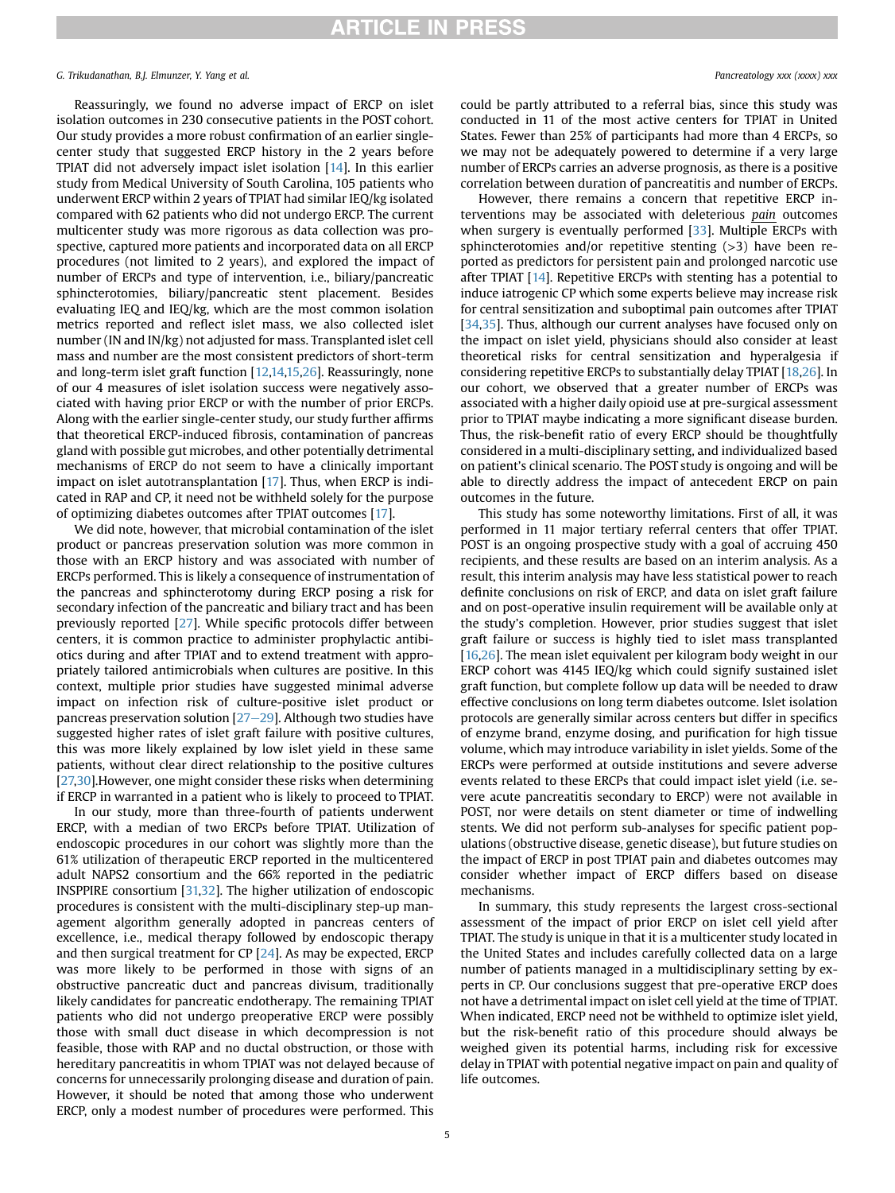Reassuringly, we found no adverse impact of ERCP on islet isolation outcomes in 230 consecutive patients in the POST cohort. Our study provides a more robust confirmation of an earlier single-center study that suggested ERCP history in the 2 years before TPIAT did not adversely impact islet isolation [14]. In this earlier study from Medical University of South Carolina, 105 patients who underwent ERCP within 2 years of TPIAT had similar IEQ/kg isolated compared with 62 patients who did not undergo ERCP. The current multicenter study was more rigorous as data collection was prospective, captured more patients and incorporated data on all ERCP procedures (not limited to 2 years), and explored the impact of number of ERCPs and type of intervention, i.e., biliary/pancreatic sphincterotomies, biliary/pancreatic stent placement. Besides evaluating IEQ and IEQ/kg, which are the most common isolation metrics reported and reflect islet mass, we also collected islet number (IN and IN/kg) not adjusted for mass. Transplanted islet cell mass and number are the most consistent predictors of short-term and long-term islet graft function [12,14,15,26]. Reassuringly, none of our 4 measures of islet isolation success were negatively associated with having prior ERCP or with the number of prior ERCPs. Along with the earlier single-center study, our study further affirms that theoretical ERCP-induced fibrosis, contamination of pancreas gland with possible gut microbes, and other potentially detrimental mechanisms of ERCP do not seem to have a clinically important impact on islet autotransplantation [17]. Thus, when ERCP is indicated in RAP and CP, it need not be withheld solely for the purpose of optimizing diabetes outcomes after TPIAT outcomes [17].

We did note, however, that microbial contamination of the islet product or pancreas preservation solution was more common in those with an ERCP history and was associated with number of ERCPs performed. This is likely a consequence of instrumentation of the pancreas and sphincterotomy during ERCP posing a risk for secondary infection of the pancreatic and biliary tract and has been previously reported [27]. While specific protocols differ between centers, it is common practice to administer prophylactic antibiotics during and after TPIAT and to extend treatment with appropriately tailored antimicrobials when cultures are positive. In this context, multiple prior studies have suggested minimal adverse impact on infection risk of culture-positive islet product or pancreas preservation solution [27–29]. Although two studies have suggested higher rates of islet graft failure with positive cultures, this was more likely explained by low islet yield in these same patients, without clear direct relationship to the positive cultures [27,30].However, one might consider these risks when determining if ERCP in warranted in a patient who is likely to proceed to TPIAT.

In our study, more than three-fourth of patients underwent ERCP, with a median of two ERCPs before TPIAT. Utilization of endoscopic procedures in our cohort was slightly more than the 61% utilization of therapeutic ERCP reported in the multicentered adult NAPS2 consortium and the 66% reported in the pediatric INSPPIRE consortium [31,32]. The higher utilization of endoscopic procedures is consistent with the multi-disciplinary step-up management algorithm generally adopted in pancreas centers of excellence, i.e., medical therapy followed by endoscopic therapy and then surgical treatment for CP [24]. As may be expected, ERCP was more likely to be performed in those with signs of an obstructive pancreatic duct and pancreas divisum, traditionally likely candidates for pancreatic endotherapy. The remaining TPIAT patients who did not undergo preoperative ERCP were possibly those with small duct disease in which decompression is not feasible, those with RAP and no ductal obstruction, or those with hereditary pancreatitis in whom TPIAT was not delayed because of concerns for unnecessarily prolonging disease and duration of pain. However, it should be noted that among those who underwent ERCP, only a modest number of procedures were performed. This could be partly attributed to a referral bias, since this study was conducted in 11 of the most active centers for TPIAT in United States. Fewer than 25% of participants had more than 4 ERCPs, so we may not be adequately powered to determine if a very large number of ERCPs carries an adverse prognosis, as there is a positive correlation between duration of pancreatitis and number of ERCPs.

However, there remains a concern that repetitive ERCP interventions may be associated with deleterious *pain* outcomes when surgery is eventually performed [33]. Multiple ERCPs with sphincterotomies and/or repetitive stenting (>3) have been reported as predictors for persistent pain and prolonged narcotic use after TPIAT [14]. Repetitive ERCPs with stenting has a potential to induce iatrogenic CP which some experts believe may increase risk for central sensitization and suboptimal pain outcomes after TPIAT [34,35]. Thus, although our current analyses have focused only on the impact on islet yield, physicians should also consider at least theoretical risks for central sensitization and hyperalgesia if considering repetitive ERCPs to substantially delay TPIAT [18,26]. In our cohort, we observed that a greater number of ERCPs was associated with a higher daily opioid use at pre-surgical assessment prior to TPIAT maybe indicating a more significant disease burden. Thus, the risk-benefit ratio of every ERCP should be thoughtfully considered in a multi-disciplinary setting, and individualized based on patient's clinical scenario. The POST study is ongoing and will be able to directly address the impact of antecedent ERCP on pain outcomes in the future.

This study has some noteworthy limitations. First of all, it was performed in 11 major tertiary referral centers that offer TPIAT. POST is an ongoing prospective study with a goal of accruing 450 recipients, and these results are based on an interim analysis. As a result, this interim analysis may have less statistical power to reach definite conclusions on risk of ERCP, and data on islet graft failure and on post-operative insulin requirement will be available only at the study's completion. However, prior studies suggest that islet graft failure or success is highly tied to islet mass transplanted [16,26]. The mean islet equivalent per kilogram body weight in our ERCP cohort was 4145 IEQ/kg which could signify sustained islet graft function, but complete follow up data will be needed to draw effective conclusions on long term diabetes outcome. Islet isolation protocols are generally similar across centers but differ in specifics of enzyme brand, enzyme dosing, and purification for high tissue volume, which may introduce variability in islet yields. Some of the ERCPs were performed at outside institutions and severe adverse events related to these ERCPs that could impact islet yield (i.e. severe acute pancreatitis secondary to ERCP) were not available in POST, nor were details on stent diameter or time of indwelling stents. We did not perform sub-analyses for specific patient populations (obstructive disease, genetic disease), but future studies on the impact of ERCP in post TPIAT pain and diabetes outcomes may consider whether impact of ERCP differs based on disease mechanisms.

In summary, this study represents the largest cross-sectional assessment of the impact of prior ERCP on islet cell yield after TPIAT. The study is unique in that it is a multicenter study located in the United States and includes carefully collected data on a large number of patients managed in a multidisciplinary setting by experts in CP. Our conclusions suggest that pre-operative ERCP does not have a detrimental impact on islet cell yield at the time of TPIAT. When indicated, ERCP need not be withheld to optimize islet yield, but the risk-benefit ratio of this procedure should always be weighed given its potential harms, including risk for excessive delay in TPIAT with potential negative impact on pain and quality of life outcomes.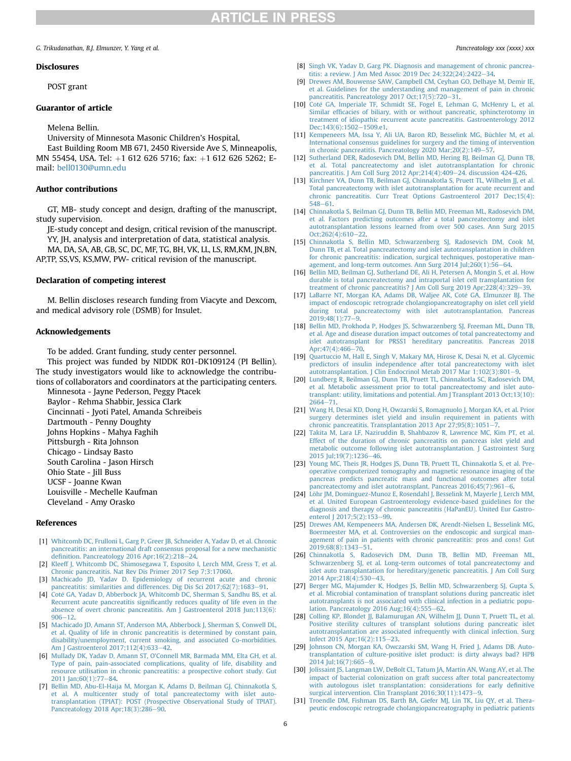## Disclosures

POST grant

## Guarantor of article

Melena Bellin.

University of Minnesota Masonic Children's Hospital,

East Building Room MB 671, 2450 Riverside Ave S, Minneapolis, MN 55454, USA. Tel: +1 612 626 5716; fax: +1 612 626 5262; E-mail: bell0130@umn.edu

## Author contributions

GT, MB- study concept and design, drafting of the manuscript, study supervision.

JE-study concept and design, critical revision of the manuscript.

YY, JH, analysis and interpretation of data, statistical analysis.

MA, DA, SA, AB, GB, SC, DC, MF, TG, BH, VK, LL, LS, RM,KM, JN,BN, AP,TP, SS,VS, KS,MW, PW- critical revision of the manuscript.

## Declaration of competing interest

M. Bellin discloses research funding from Viacyte and Dexcom, and medical advisory role (DSMB) for Insulet.

## Acknowledgements

To be added. Grant funding, study center personnel.

This project was funded by NIDDK R01-DK109124 (PI Bellin). The study investigators would like to acknowledge the contributions of collaborators and coordinators at the participating centers.

Minnesota - Jayne Pederson, Peggy Ptacek
Baylor - Rehma Shabbir, Jessica Clark
Cincinnati - Jyoti Patel, Amanda Schreibeis
Dartmouth - Penny Doughty
Johns Hopkins - Mahya Faghih
Pittsburgh - Rita Johnson
Chicago - Lindsay Basto
South Carolina - Jason Hirsch
Ohio State - Jill Buss
UCSF - Joanne Kwan
Louisville - Mechelle Kaufman
Cleveland - Amy Orasko

## References

[1] Whitcomb DC, Frulloni L, Garg P, Greer JB, Schneider A, Yadav D, et al. Chronic pancreatitis: an international draft consensus proposal for a new mechanistic definition. Pancreatology 2016 Apr;16(2):218–24.

[2] Kleeff J, Whitcomb DC, Shimosegawa T, Esposito I, Lerch MM, Gress T, et al. Chronic pancreatitis. Nat Rev Dis Primer 2017 Sep 7;3:17060.

[3] Machicado JD, Yadav D. Epidemiology of recurrent acute and chronic pancreatitis: similarities and differences. Dig Dis Sci 2017;62(7):1683–91.

[4] Coté GA, Yadav D, Abberbock JA, Whitcomb DC, Sherman S, Sandhu BS, et al. Recurrent acute pancreatitis significantly reduces quality of life even in the absence of overt chronic pancreatitis. Am J Gastroenterol 2018 Jun;113(6):906–12.

[5] Machicado JD, Amann ST, Anderson MA, Abberbock J, Sherman S, Conwell DL, et al. Quality of life in chronic pancreatitis is determined by constant pain, disability/unemployment, current smoking, and associated Co-morbidities. Am J Gastroenterol 2017;112(4):633–42.

[6] Mullady DK, Yadav D, Amann ST, O'Connell MR, Barmada MM, Elta GH, et al. Type of pain, pain-associated complications, quality of life, disability and resource utilisation in chronic pancreatitis: a prospective cohort study. Gut 2011 Jan;60(1):77–84.

[7] Bellin MD, Abu-El-Haija M, Morgan K, Adams D, Beilman GJ, Chinnakotla S, et al. A multicenter study of total pancreatectomy with islet autotransplantation (TPIAT): POST (Prospective Observational Study of TPIAT). Pancreatology 2018 Apr;18(3):286–90.

[8] Singh VK, Yadav D, Garg PK. Diagnosis and management of chronic pancreatitis: a review. J Am Med Assoc 2019 Dec 24;322(24):2422–34.

[9] Drewes AM, Bouwense SAW, Campbell CM, Ceyhan GO, Delhaye M, Demir IE, et al. Guidelines for the understanding and management of pain in chronic pancreatitis. Pancreatology 2017 Oct;17(5):720–31.

[10] Coté GA, Imperiale TF, Schmidt SE, Fogel E, Lehman G, McHenry L, et al. Similar efficacies of biliary, with or without pancreatic, sphincterotomy in treatment of idiopathic recurrent acute pancreatitis. Gastroenterology 2012 Dec;143(6):1502–1509.e1.

[11] Kempeneers MA, Issa Y, Ali UA, Baron RD, Besselink MG, Büchler M, et al. International consensus guidelines for surgery and the timing of intervention in chronic pancreatitis. Pancreatology 2020 Mar;20(2):149–57.

[12] Sutherland DER, Radosevich DM, Bellin MD, Hering BJ, Beilman GJ, Dunn TB, et al. Total pancreatectomy and islet autotransplantation for chronic pancreatitis. J Am Coll Surg 2012 Apr;214(4):409–24. discussion 424-426.

[13] Kirchner VA, Dunn TB, Beilman GJ, Chinnakotla S, Pruett TL, Wilhelm JJ, et al. Total pancreatectomy with islet autotransplantation for acute recurrent and chronic pancreatitis. Curr Treat Options Gastroenterol 2017 Dec;15(4):548–61.

[14] Chinnakotla S, Beilman GJ, Dunn TB, Bellin MD, Freeman ML, Radosevich DM, et al. Factors predicting outcomes after a total pancreatectomy and islet autotransplantation lessons learned from over 500 cases. Ann Surg 2015 Oct;262(4):610–22.

[15] Chinnakotla S, Bellin MD, Schwarzenberg SJ, Radosevich DM, Cook M, Dunn TB, et al. Total pancreatectomy and islet autotransplantation in children for chronic pancreatitis: indication, surgical techniques, postoperative management, and long-term outcomes. Ann Surg 2014 Jul;260(1):56–64.

[16] Bellin MD, Beilman GJ, Sutherland DE, Ali H, Petersen A, Mongin S, et al. How durable is total pancreatectomy and intraportal islet cell transplantation for treatment of chronic pancreatitis? J Am Coll Surg 2019 Apr;228(4):329–39.

[17] LaBarre NT, Morgan KA, Adams DB, Waljee AK, Coté GA, Elmunzer BJ. The impact of endoscopic retrograde cholangiopancreatography on islet cell yield during total pancreatectomy with islet autotransplantation. Pancreas 2019;48(1):77–9.

[18] Bellin MD, Prokhoda P, Hodges JS, Schwarzenberg SJ, Freeman ML, Dunn TB, et al. Age and disease duration impact outcomes of total pancreatectomy and islet autotransplant for PRSS1 hereditary pancreatitis. Pancreas 2018 Apr;47(4):466–70.

[19] Quartuccio M, Hall E, Singh V, Makary MA, Hirose K, Desai N, et al. Glycemic predictors of insulin independence after total pancreatectomy with islet autotransplantation. J Clin Endocrinol Metab 2017 Mar 1;102(3):801–9.

[20] Lundberg R, Beilman GJ, Dunn TB, Pruett TL, Chinnakotla SC, Radosevich DM, et al. Metabolic assessment prior to total pancreatectomy and islet autotransplant: utility, limitations and potential. Am J Transplant 2013 Oct;13(10):2664–71.

[21] Wang H, Desai KD, Dong H, Owzarski S, Romagnuolo J, Morgan KA, et al. Prior surgery determines islet yield and insulin requirement in patients with chronic pancreatitis. Transplantation 2013 Apr 27;95(8):1051–7.

[22] Takita M, Lara LF, Naziruddin B, Shahbazov R, Lawrence MC, Kim PT, et al. Effect of the duration of chronic pancreatitis on pancreas islet yield and metabolic outcome following islet autotransplantation. J Gastrointest Surg 2015 Jul;19(7):1236–46.

[23] Young MC, Theis JR, Hodges JS, Dunn TB, Pruett TL, Chinnakotla S, et al. Preoperative computerized tomography and magnetic resonance imaging of the pancreas predicts pancreatic mass and functional outcomes after total pancreatectomy and islet autotransplant. Pancreas 2016;45(7):961–6.

[24] Löhr JM, Dominguez-Munoz E, Rosendahl J, Besselink M, Mayerle J, Lerch MM, et al. United European Gastroenterology evidence-based guidelines for the diagnosis and therapy of chronic pancreatitis (HaPanEU). United Eur Gastroenterol J 2017;5(2):153–99.

[25] Drewes AM, Kempeneers MA, Andersen DK, Arendt-Nielsen L, Besselink MG, Boermeester MA, et al. Controversies on the endoscopic and surgical management of pain in patients with chronic pancreatitis: pros and cons! Gut 2019;68(8):1343–51.

[26] Chinnakotla S, Radosevich DM, Dunn TB, Bellin MD, Freeman ML, Schwarzenberg SJ, et al. Long-term outcomes of total pancreatectomy and islet auto transplantation for hereditary/genetic pancreatitis. J Am Coll Surg 2014 Apr;218(4):530–43.

[27] Berger MG, Majumder K, Hodges JS, Bellin MD, Schwarzenberg SJ, Gupta S, et al. Microbial contamination of transplant solutions during pancreatic islet autotransplants is not associated with clinical infection in a pediatric population. Pancreatology 2016 Aug;16(4):555–62.

[28] Colling KP, Blondet JJ, Balamurugan AN, Wilhelm JJ, Dunn T, Pruett TL, et al. Positive sterility cultures of transplant solutions during pancreatic islet autotransplantation are associated infrequently with clinical infection. Surg Infect 2015 Apr;16(2):115–23.

[29] Johnson CN, Morgan KA, Owczarski SM, Wang H, Fried J, Adams DB. Autotransplantation of culture-positive islet product: is dirty always bad? HPB 2014 Jul;16(7):665–9.

[30] Jolissaint JS, Langman LW, DeBolt CL, Tatum JA, Martin AN, Wang AY, et al. The impact of bacterial colonization on graft success after total pancreatectomy with autologous islet transplantation: considerations for early definitive surgical intervention. Clin Transplant 2016;30(11):1473–9.

[31] Troendle DM, Fishman DS, Barth BA, Giefer MJ, Lin TK, Liu QY, et al. Therapeutic endoscopic retrograde cholangiopancreatography in pediatric patients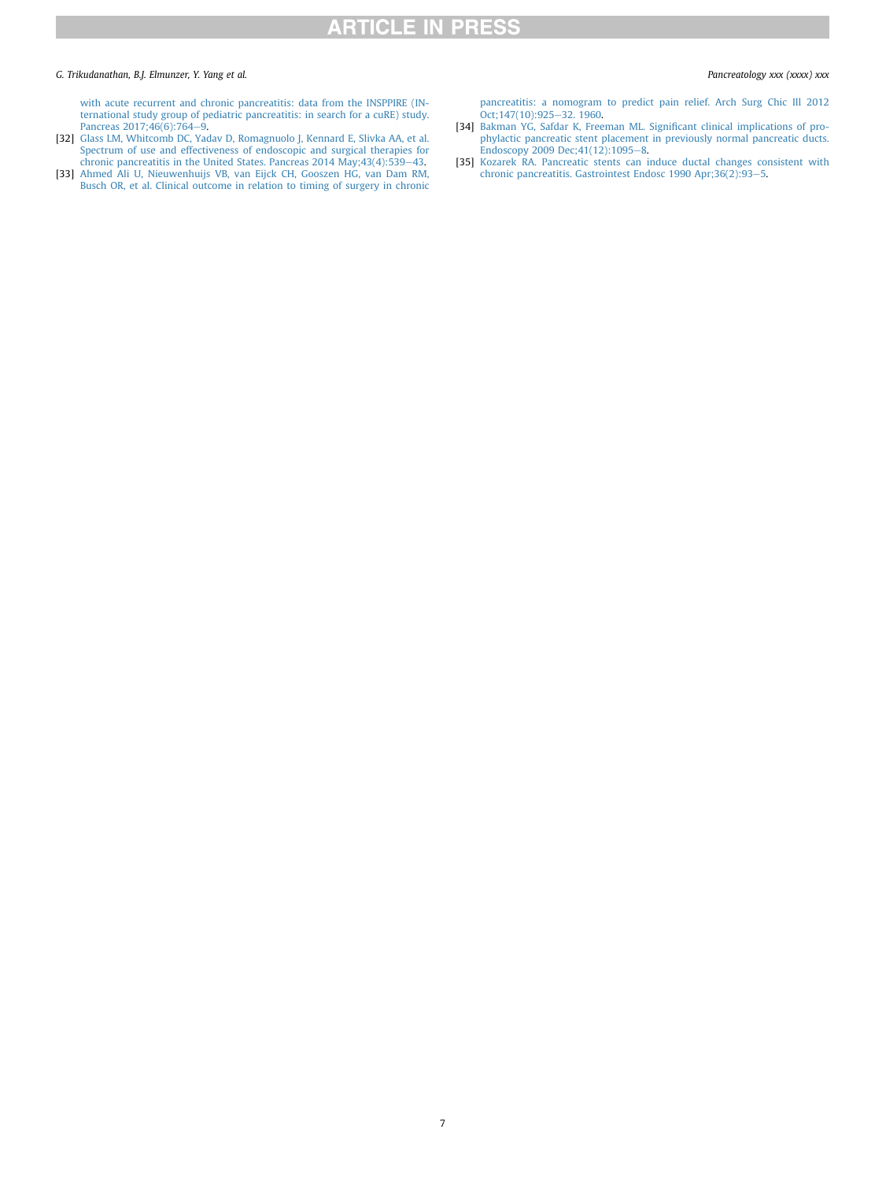with acute recurrent and chronic pancreatitis: data from the INSPPIRE (INternational study group of pediatric pancreatitis: in search for a cuRE) study. Pancreas 2017;46(6):764–9.

[32] Glass LM, Whitcomb DC, Yadav D, Romagnuolo J, Kennard E, Slivka AA, et al. Spectrum of use and effectiveness of endoscopic and surgical therapies for chronic pancreatitis in the United States. Pancreas 2014 May;43(4):539–43.

[33] Ahmed Ali U, Nieuwenhuijs VB, van Eijck CH, Gooszen HG, van Dam RM, Busch OR, et al. Clinical outcome in relation to timing of surgery in chronic pancreatitis: a nomogram to predict pain relief. Arch Surg Chic Ill 2012 Oct;147(10):925–32. 1960.

[34] Bakman YG, Safdar K, Freeman ML. Significant clinical implications of prophylactic pancreatic stent placement in previously normal pancreatic ducts. Endoscopy 2009 Dec;41(12):1095–8.

[35] Kozarek RA. Pancreatic stents can induce ductal changes consistent with chronic pancreatitis. Gastrointest Endosc 1990 Apr;36(2):93–5.